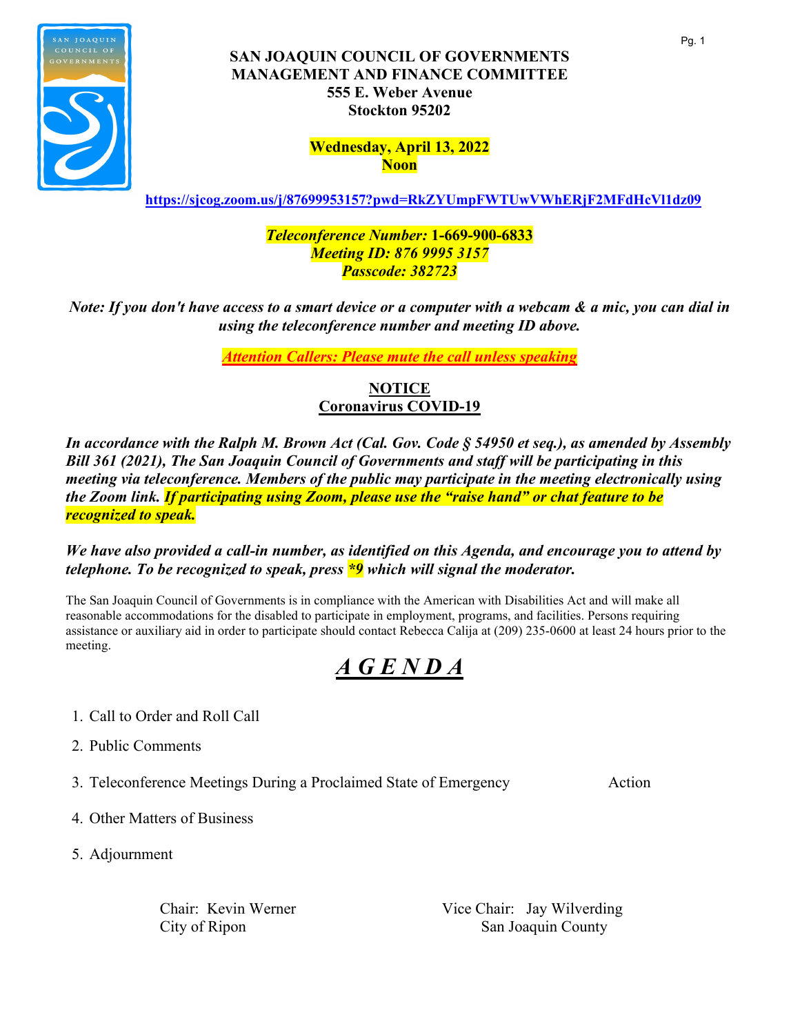# SAN JOAQUIN COUNCIL OF GOVERNMENTS
## MANAGEMENT AND FINANCE COMMITTEE
**555 E. Weber Avenue**
**Stockton 95202**

**Wednesday, April 13, 2022**
**Noon**

**https://sjcog.zoom.us/j/87699953157?pwd=RkZYUmpFWTUwVWhERjF2MFdHcVl1dz09**

***Teleconference Number:* 1-669-900-6833**
***Meeting ID: 876 9995 3157***
***Passcode: 382723***

***Note: If you don't have access to a smart device or a computer with a webcam & a mic, you can dial in using the teleconference number and meeting ID above.***

***Attention Callers: Please mute the call unless speaking***

**NOTICE**
**Coronavirus COVID-19**

***In accordance with the Ralph M. Brown Act (Cal. Gov. Code § 54950 et seq.), as amended by Assembly Bill 361 (2021), The San Joaquin Council of Governments and staff will be participating in this meeting via teleconference. Members of the public may participate in the meeting electronically using the Zoom link. If participating using Zoom, please use the "raise hand" or chat feature to be recognized to speak.***

***We have also provided a call-in number, as identified on this Agenda, and encourage you to attend by telephone. To be recognized to speak, press \*9 which will signal the moderator.***

The San Joaquin Council of Governments is in compliance with the American with Disabilities Act and will make all reasonable accommodations for the disabled to participate in employment, programs, and facilities. Persons requiring assistance or auxiliary aid in order to participate should contact Rebecca Calija at (209) 235-0600 at least 24 hours prior to the meeting.

# *A G E N D A*

1. Call to Order and Roll Call
2. Public Comments
3. Teleconference Meetings During a Proclaimed State of Emergency — Action
4. Other Matters of Business
5. Adjournment

Chair: Kevin Werner
City of Ripon

Vice Chair: Jay Wilverding
San Joaquin County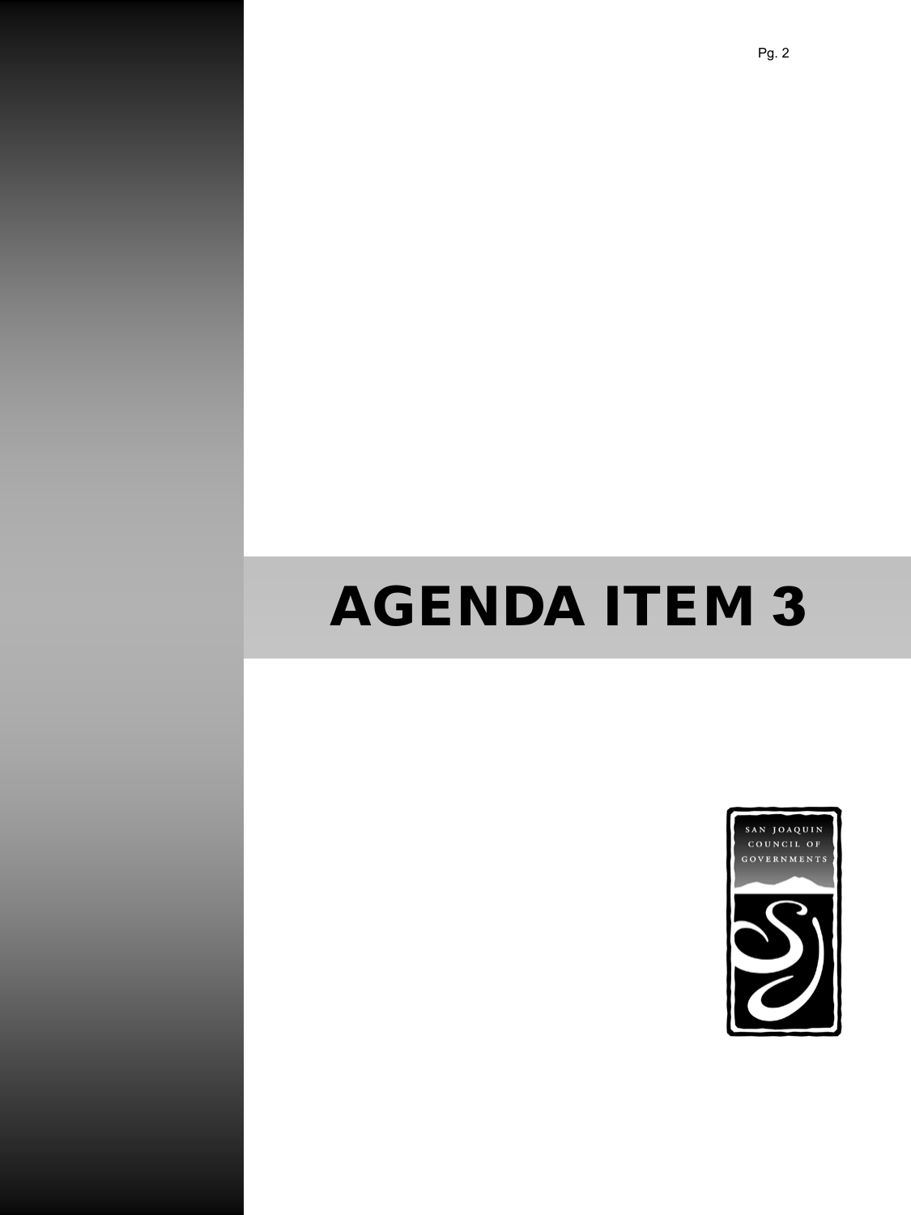# AGENDA ITEM 3

SAN JOAQUIN COUNCIL OF GOVERNMENTS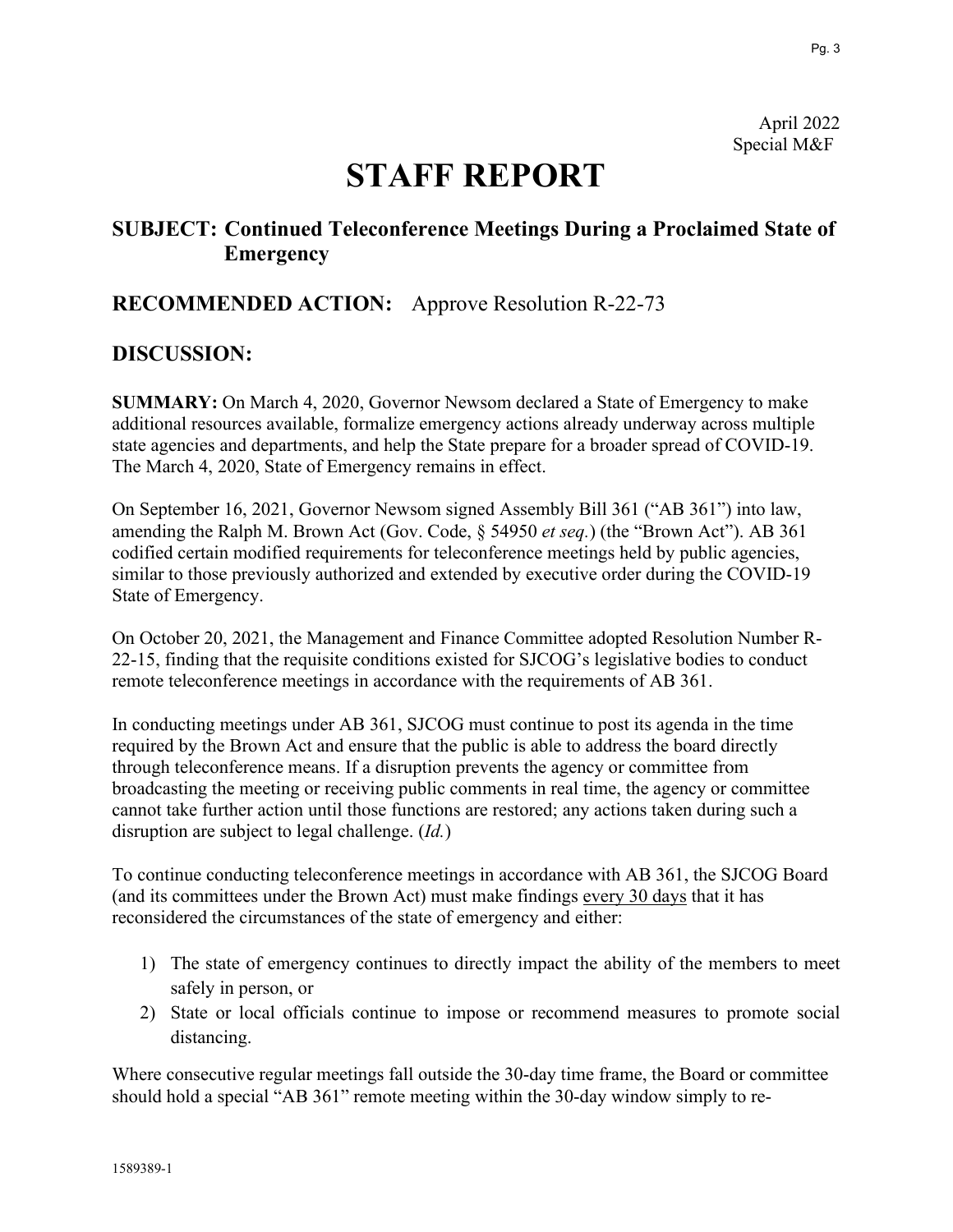April 2022
Special M&F

# STAFF REPORT

## SUBJECT: Continued Teleconference Meetings During a Proclaimed State of Emergency

## RECOMMENDED ACTION: Approve Resolution R-22-73

## DISCUSSION:

**SUMMARY:** On March 4, 2020, Governor Newsom declared a State of Emergency to make additional resources available, formalize emergency actions already underway across multiple state agencies and departments, and help the State prepare for a broader spread of COVID-19. The March 4, 2020, State of Emergency remains in effect.

On September 16, 2021, Governor Newsom signed Assembly Bill 361 ("AB 361") into law, amending the Ralph M. Brown Act (Gov. Code, § 54950 *et seq.*) (the "Brown Act"). AB 361 codified certain modified requirements for teleconference meetings held by public agencies, similar to those previously authorized and extended by executive order during the COVID-19 State of Emergency.

On October 20, 2021, the Management and Finance Committee adopted Resolution Number R-22-15, finding that the requisite conditions existed for SJCOG's legislative bodies to conduct remote teleconference meetings in accordance with the requirements of AB 361.

In conducting meetings under AB 361, SJCOG must continue to post its agenda in the time required by the Brown Act and ensure that the public is able to address the board directly through teleconference means. If a disruption prevents the agency or committee from broadcasting the meeting or receiving public comments in real time, the agency or committee cannot take further action until those functions are restored; any actions taken during such a disruption are subject to legal challenge. (*Id.*)

To continue conducting teleconference meetings in accordance with AB 361, the SJCOG Board (and its committees under the Brown Act) must make findings <u>every 30 days</u> that it has reconsidered the circumstances of the state of emergency and either:

1) The state of emergency continues to directly impact the ability of the members to meet safely in person, or
2) State or local officials continue to impose or recommend measures to promote social distancing.

Where consecutive regular meetings fall outside the 30-day time frame, the Board or committee should hold a special "AB 361" remote meeting within the 30-day window simply to re-

1589389-1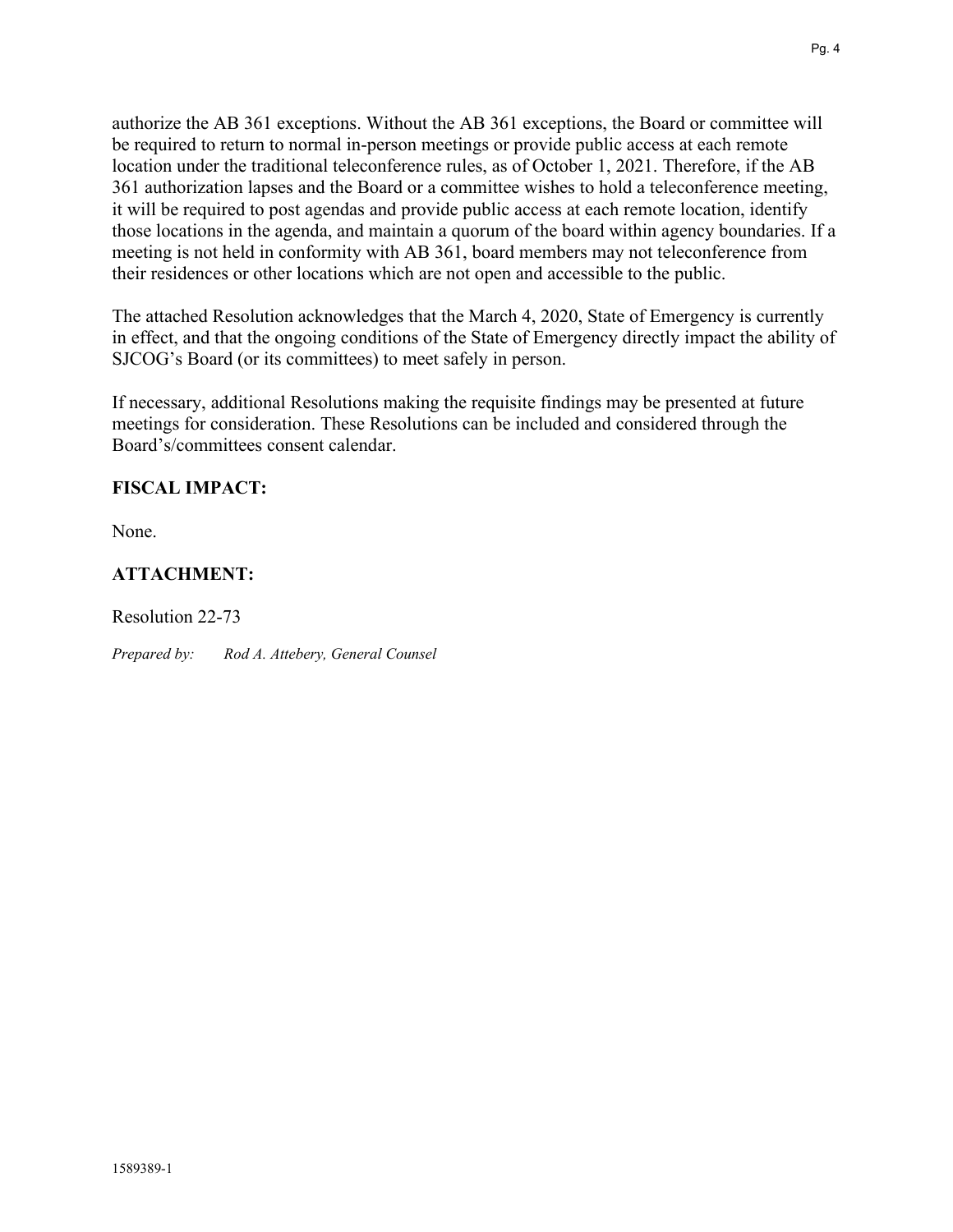authorize the AB 361 exceptions. Without the AB 361 exceptions, the Board or committee will be required to return to normal in-person meetings or provide public access at each remote location under the traditional teleconference rules, as of October 1, 2021. Therefore, if the AB 361 authorization lapses and the Board or a committee wishes to hold a teleconference meeting, it will be required to post agendas and provide public access at each remote location, identify those locations in the agenda, and maintain a quorum of the board within agency boundaries. If a meeting is not held in conformity with AB 361, board members may not teleconference from their residences or other locations which are not open and accessible to the public.

The attached Resolution acknowledges that the March 4, 2020, State of Emergency is currently in effect, and that the ongoing conditions of the State of Emergency directly impact the ability of SJCOG's Board (or its committees) to meet safely in person.

If necessary, additional Resolutions making the requisite findings may be presented at future meetings for consideration. These Resolutions can be included and considered through the Board's/committees consent calendar.

## FISCAL IMPACT:

None.

## ATTACHMENT:

Resolution 22-73

*Prepared by: Rod A. Attebery, General Counsel*

1589389-1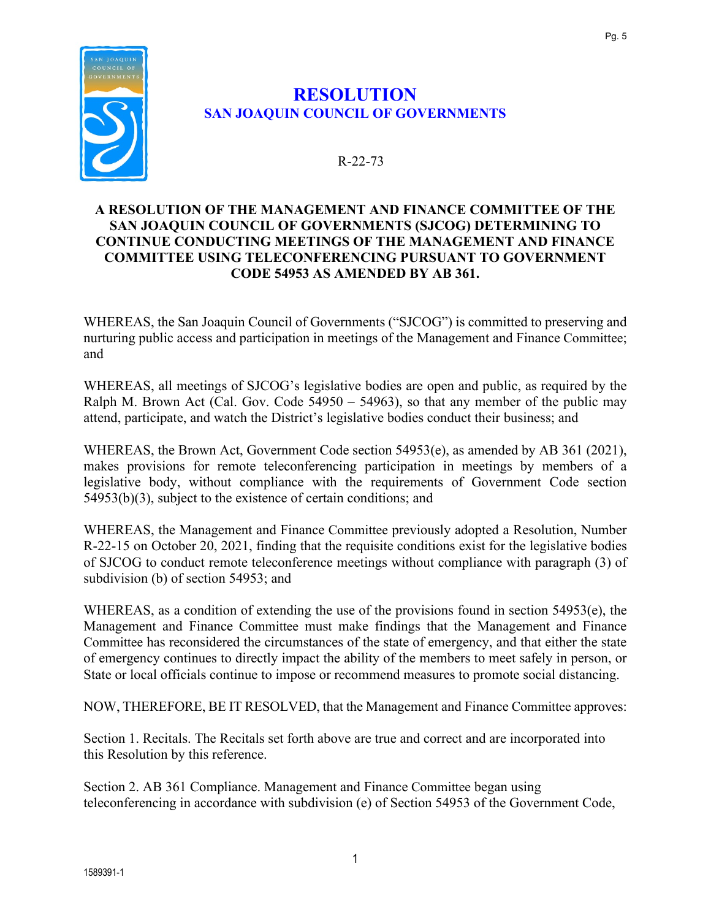# RESOLUTION

## SAN JOAQUIN COUNCIL OF GOVERNMENTS

R-22-73

**A RESOLUTION OF THE MANAGEMENT AND FINANCE COMMITTEE OF THE SAN JOAQUIN COUNCIL OF GOVERNMENTS (SJCOG) DETERMINING TO CONTINUE CONDUCTING MEETINGS OF THE MANAGEMENT AND FINANCE COMMITTEE USING TELECONFERENCING PURSUANT TO GOVERNMENT CODE 54953 AS AMENDED BY AB 361.**

WHEREAS, the San Joaquin Council of Governments ("SJCOG") is committed to preserving and nurturing public access and participation in meetings of the Management and Finance Committee; and

WHEREAS, all meetings of SJCOG's legislative bodies are open and public, as required by the Ralph M. Brown Act (Cal. Gov. Code 54950 – 54963), so that any member of the public may attend, participate, and watch the District's legislative bodies conduct their business; and

WHEREAS, the Brown Act, Government Code section 54953(e), as amended by AB 361 (2021), makes provisions for remote teleconferencing participation in meetings by members of a legislative body, without compliance with the requirements of Government Code section 54953(b)(3), subject to the existence of certain conditions; and

WHEREAS, the Management and Finance Committee previously adopted a Resolution, Number R-22-15 on October 20, 2021, finding that the requisite conditions exist for the legislative bodies of SJCOG to conduct remote teleconference meetings without compliance with paragraph (3) of subdivision (b) of section 54953; and

WHEREAS, as a condition of extending the use of the provisions found in section 54953(e), the Management and Finance Committee must make findings that the Management and Finance Committee has reconsidered the circumstances of the state of emergency, and that either the state of emergency continues to directly impact the ability of the members to meet safely in person, or State or local officials continue to impose or recommend measures to promote social distancing.

NOW, THEREFORE, BE IT RESOLVED, that the Management and Finance Committee approves:

Section 1. Recitals. The Recitals set forth above are true and correct and are incorporated into this Resolution by this reference.

Section 2. AB 361 Compliance. Management and Finance Committee began using teleconferencing in accordance with subdivision (e) of Section 54953 of the Government Code,

1589391-1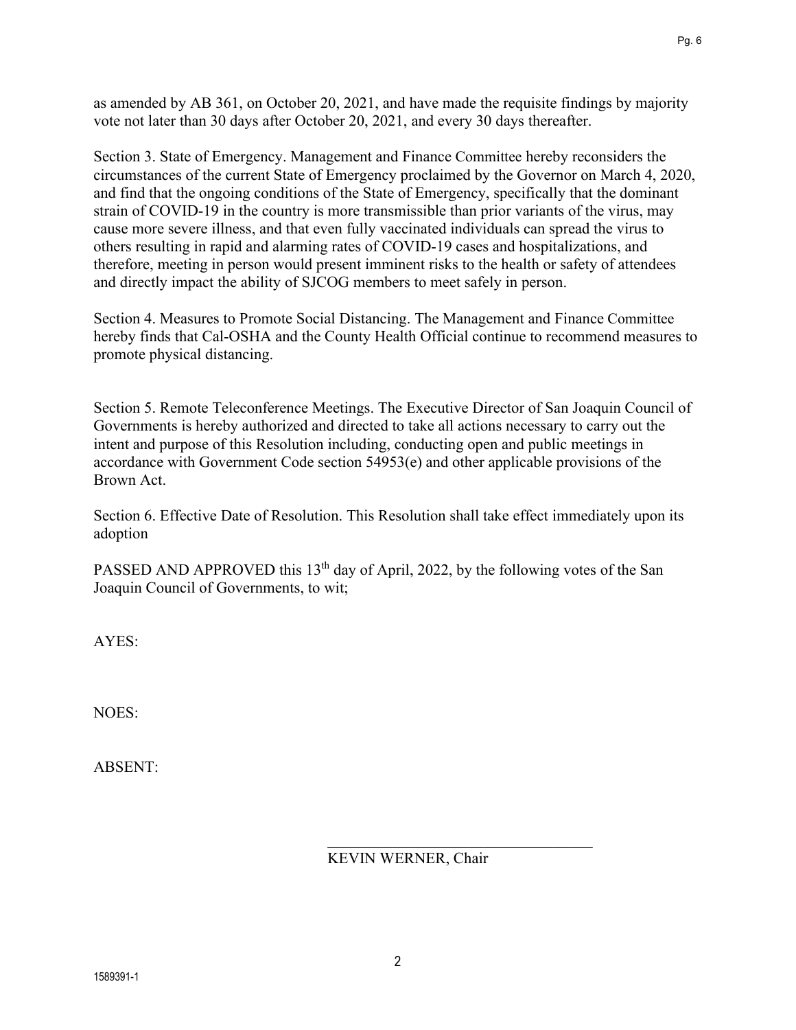as amended by AB 361, on October 20, 2021, and have made the requisite findings by majority vote not later than 30 days after October 20, 2021, and every 30 days thereafter.

Section 3. State of Emergency. Management and Finance Committee hereby reconsiders the circumstances of the current State of Emergency proclaimed by the Governor on March 4, 2020, and find that the ongoing conditions of the State of Emergency, specifically that the dominant strain of COVID-19 in the country is more transmissible than prior variants of the virus, may cause more severe illness, and that even fully vaccinated individuals can spread the virus to others resulting in rapid and alarming rates of COVID-19 cases and hospitalizations, and therefore, meeting in person would present imminent risks to the health or safety of attendees and directly impact the ability of SJCOG members to meet safely in person.

Section 4. Measures to Promote Social Distancing. The Management and Finance Committee hereby finds that Cal-OSHA and the County Health Official continue to recommend measures to promote physical distancing.

Section 5. Remote Teleconference Meetings. The Executive Director of San Joaquin Council of Governments is hereby authorized and directed to take all actions necessary to carry out the intent and purpose of this Resolution including, conducting open and public meetings in accordance with Government Code section 54953(e) and other applicable provisions of the Brown Act.

Section 6. Effective Date of Resolution. This Resolution shall take effect immediately upon its adoption

PASSED AND APPROVED this 13th day of April, 2022, by the following votes of the San Joaquin Council of Governments, to wit;

AYES:

NOES:

ABSENT:

\_\_\_\_\_\_\_\_\_\_\_\_\_\_\_\_\_\_\_\_\_\_\_\_\_\_\_\_\_\_\_\_\_\_\_\_

KEVIN WERNER, Chair

1589391-1